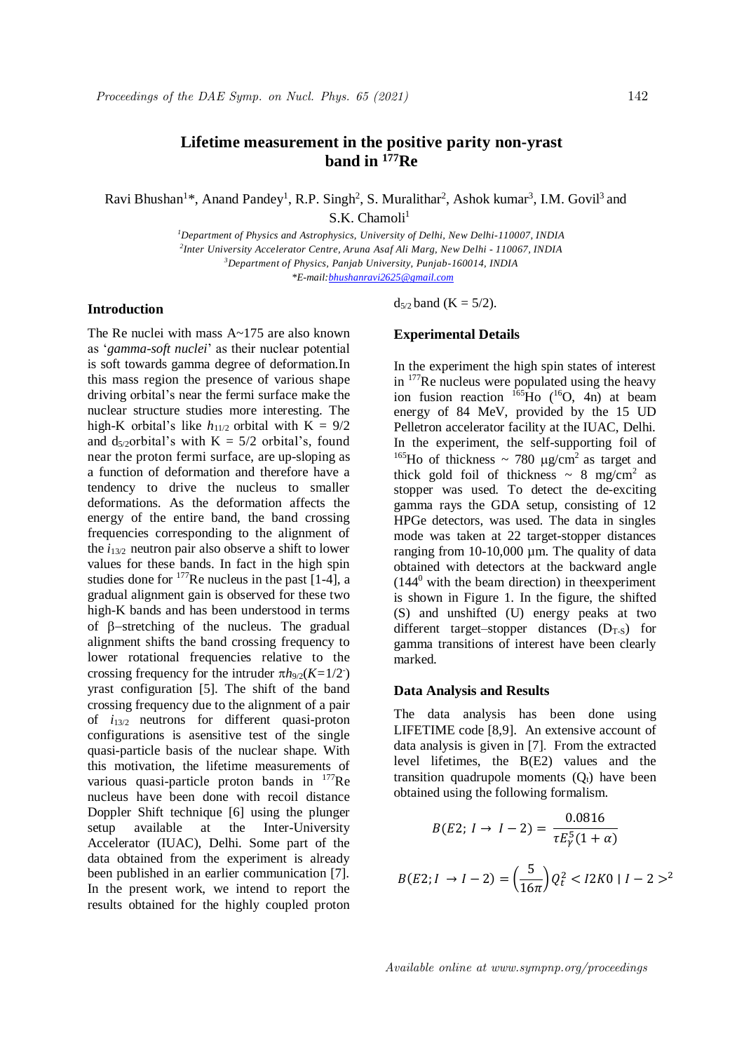# Lifetime measurement in the positive parity non-yrast band in $^{177}$Re

Ravi Bhushan[1]*, Anand Pandey[1], R.P. Singh[2], S. Muralithar[2], Ashok kumar[3], I.M. Govil[3] and S.K. Chamoli[1]

[1]*Department of Physics and Astrophysics, University of Delhi, New Delhi-110007, INDIA*
[2]*Inter University Accelerator Centre, Aruna Asaf Ali Marg, New Delhi - 110067, INDIA*
[3]*Department of Physics, Panjab University, Punjab-160014, INDIA*
*\*E-mail: bhushanravi2625@gmail.com*

## Introduction

The Re nuclei with mass A~175 are also known as '*gamma-soft nuclei*' as their nuclear potential is soft towards gamma degree of deformation. In this mass region the presence of various shape driving orbital's near the fermi surface make the nuclear structure studies more interesting. The high-K orbital's like $h_{11/2}$ orbital with K = 9/2 and $d_{5/2}$ orbital's with K = 5/2 orbital's, found near the proton fermi surface, are up-sloping as a function of deformation and therefore have a tendency to drive the nucleus to smaller deformations. As the deformation affects the energy of the entire band, the band crossing frequencies corresponding to the alignment of the $i_{13/2}$ neutron pair also observe a shift to lower values for these bands. In fact in the high spin studies done for $^{177}$Re nucleus in the past [1-4], a gradual alignment gain is observed for these two high-K bands and has been understood in terms of β–stretching of the nucleus. The gradual alignment shifts the band crossing frequency to lower rotational frequencies relative to the crossing frequency for the intruder $\pi h_{9/2}(K=1/2^-)$ yrast configuration [5]. The shift of the band crossing frequency due to the alignment of a pair of $i_{13/2}$ neutrons for different quasi-proton configurations is asensitive test of the single quasi-particle basis of the nuclear shape. With this motivation, the lifetime measurements of various quasi-particle proton bands in $^{177}$Re nucleus have been done with recoil distance Doppler Shift technique [6] using the plunger setup available at the Inter-University Accelerator (IUAC), Delhi. Some part of the data obtained from the experiment is already been published in an earlier communication [7]. In the present work, we intend to report the results obtained for the highly coupled proton $d_{5/2}$ band (K = 5/2).

## Experimental Details

In the experiment the high spin states of interest in $^{177}$Re nucleus were populated using the heavy ion fusion reaction $^{165}$Ho ($^{16}$O, 4n) at beam energy of 84 MeV, provided by the 15 UD Pelletron accelerator facility at the IUAC, Delhi. In the experiment, the self-supporting foil of $^{165}$Ho of thickness ~ 780 μg/cm$^2$ as target and thick gold foil of thickness ~ 8 mg/cm$^2$ as stopper was used. To detect the de-exciting gamma rays the GDA setup, consisting of 12 HPGe detectors, was used. The data in singles mode was taken at 22 target-stopper distances ranging from 10-10,000 µm. The quality of data obtained with detectors at the backward angle ($144^0$ with the beam direction) in theexperiment is shown in Figure 1. In the figure, the shifted (S) and unshifted (U) energy peaks at two different target–stopper distances ($D_{T-S}$) for gamma transitions of interest have been clearly marked.

## Data Analysis and Results

The data analysis has been done using LIFETIME code [8,9]. An extensive account of data analysis is given in [7]. From the extracted level lifetimes, the B(E2) values and the transition quadrupole moments ($Q_t$) have been obtained using the following formalism.

$$B(E2;\, I \rightarrow\, I-2) = \frac{0.0816}{\tau E_\gamma^5(1+\alpha)}$$

$$B(E2; I\, \rightarrow I-2) = \left(\frac{5}{16\pi}\right) Q_t^2 < I2K0 \mid I-2 >^2$$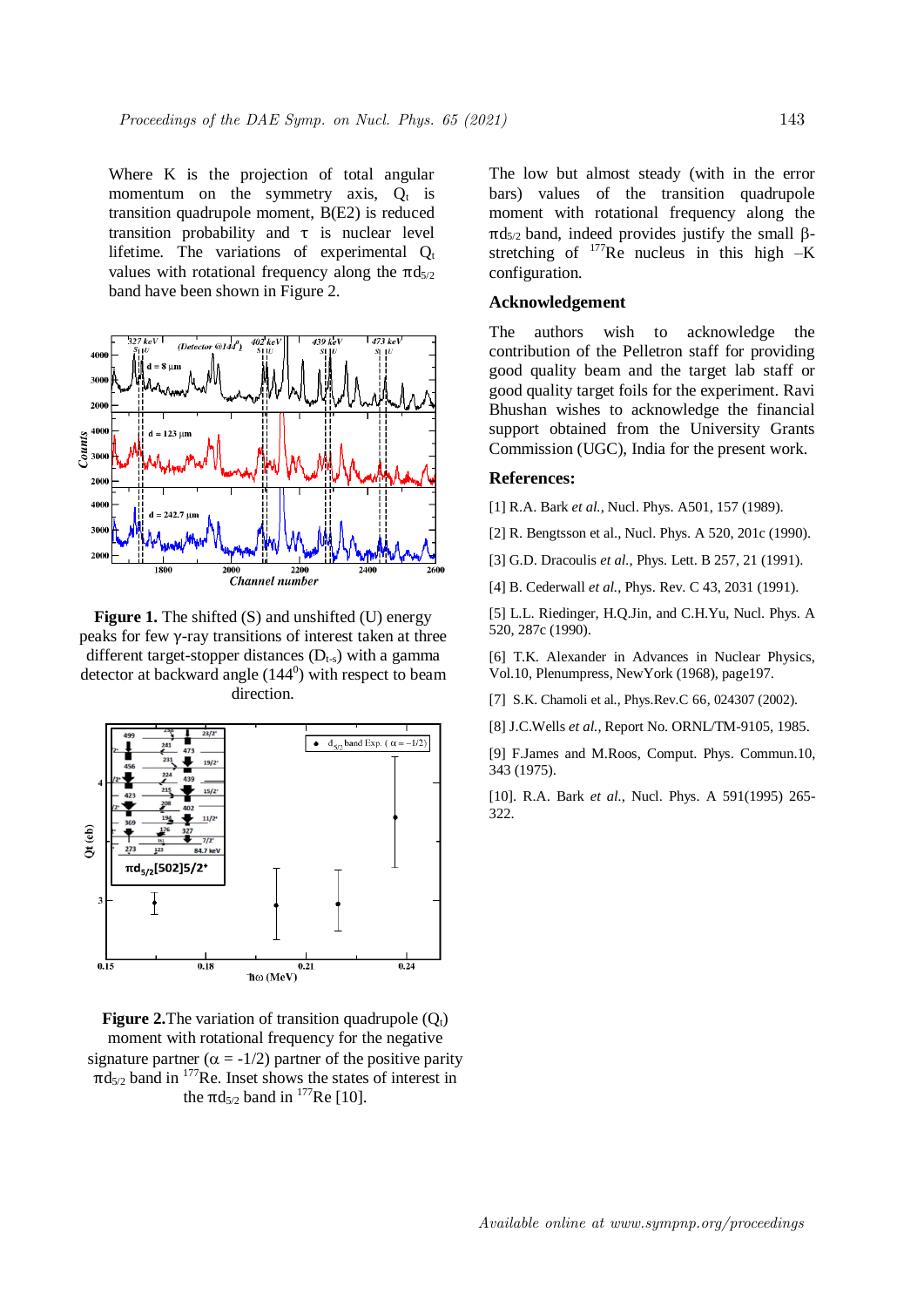Where K is the projection of total angular momentum on the symmetry axis, $Q_t$ is transition quadrupole moment, B(E2) is reduced transition probability and $\tau$ is nuclear level lifetime. The variations of experimental $Q_t$ values with rotational frequency along the $\pi d_{5/2}$ band have been shown in Figure 2.

327 keV
(Detector @144°)
402 keV
439 keV
473 keV
S U
d = 8 μm
d = 123 μm
d = 242.7 μm
Counts
Channel number
1800
2000
2200
2400
2600

**Figure 1.** The shifted (S) and unshifted (U) energy peaks for few γ-ray transitions of interest taken at three different target-stopper distances ($D_{t-s}$) with a gamma detector at backward angle ($144^0$) with respect to beam direction.

$\pi d_{5/2}$[502]5/2⁺
$d_{5/2}$ band Exp. ( $\alpha = -1/2$)
Qt (eb)
ħω (MeV)
0.15
0.18
0.21
0.24

**Figure 2.** The variation of transition quadrupole ($Q_t$) moment with rotational frequency for the negative signature partner ($\alpha$ = -1/2) partner of the positive parity $\pi d_{5/2}$ band in $^{177}$Re. Inset shows the states of interest in the $\pi d_{5/2}$ band in $^{177}$Re [10].

The low but almost steady (with in the error bars) values of the transition quadrupole moment with rotational frequency along the $\pi d_{5/2}$ band, indeed provides justify the small β-stretching of $^{177}$Re nucleus in this high –K configuration.

## Acknowledgement

The authors wish to acknowledge the contribution of the Pelletron staff for providing good quality beam and the target lab staff or good quality target foils for the experiment. Ravi Bhushan wishes to acknowledge the financial support obtained from the University Grants Commission (UGC), India for the present work.

## References:

[1] R.A. Bark *et al.*, Nucl. Phys. A501, 157 (1989).

[2] R. Bengtsson et al., Nucl. Phys. A 520, 201c (1990).

[3] G.D. Dracoulis *et al.*, Phys. Lett. B 257, 21 (1991).

[4] B. Cederwall *et al.*, Phys. Rev. C 43, 2031 (1991).

[5] L.L. Riedinger, H.Q.Jin, and C.H.Yu, Nucl. Phys. A 520, 287c (1990).

[6] T.K. Alexander in Advances in Nuclear Physics, Vol.10, Plenumpress, NewYork (1968), page197.

[7] S.K. Chamoli et al., Phys.Rev.C 66, 024307 (2002).

[8] J.C.Wells *et al.*, Report No. ORNL/TM-9105, 1985.

[9] F.James and M.Roos, Comput. Phys. Commun.10, 343 (1975).

[10]. R.A. Bark *et al.*, Nucl. Phys. A 591(1995) 265-322.